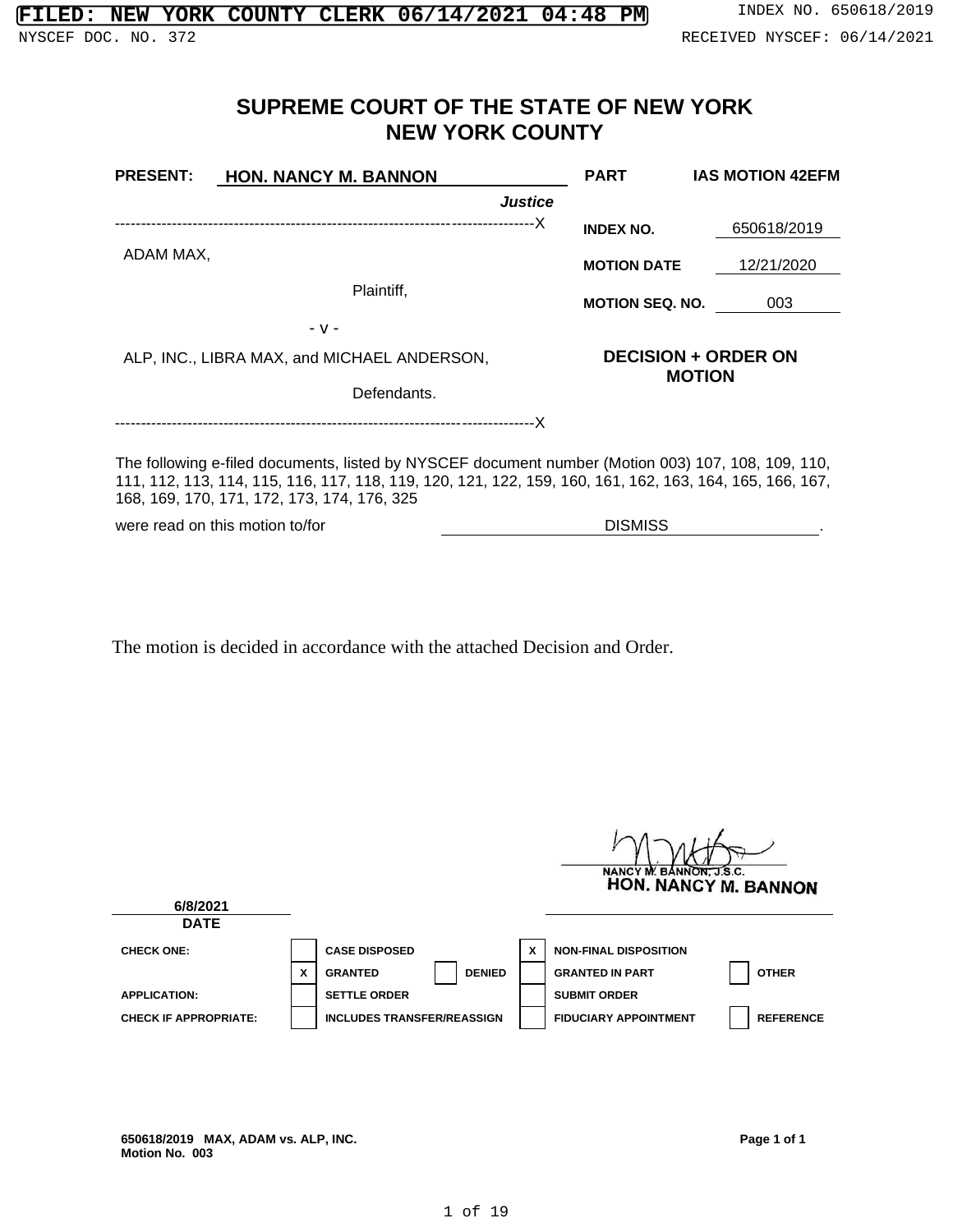FILED: NEW YORK COUNTY CLERK 06/14/2021 04:48 PM INDEX NO. 650618/2019

NYSCEF DOC. NO. 372 RECEIVED NYSCEF: 06/14/2021

# SUPREME COURT OF THE STATE OF NEW YORK
# NEW YORK COUNTY

**PRESENT:** **HON. NANCY M. BANNON** **PART** **IAS MOTION 42EFM**

***Justice***

---------------------------------------------------------------------------------X

ADAM MAX,

Plaintiff,

- v -

ALP, INC., LIBRA MAX, and MICHAEL ANDERSON,

Defendants.

---------------------------------------------------------------------------------X

**INDEX NO.** 650618/2019

**MOTION DATE** 12/21/2020

**MOTION SEQ. NO.** 003

**DECISION + ORDER ON MOTION**

The following e-filed documents, listed by NYSCEF document number (Motion 003) 107, 108, 109, 110, 111, 112, 113, 114, 115, 116, 117, 118, 119, 120, 121, 122, 159, 160, 161, 162, 163, 164, 165, 166, 167, 168, 169, 170, 171, 172, 173, 174, 176, 325

were read on this motion to/for DISMISS .

The motion is decided in accordance with the attached Decision and Order.

NANCY M. BANNON, J.S.C.
HON. NANCY M. BANNON

**6/8/2021**
**DATE**

| | | | | |
|---|---|---|---|---|
| **CHECK ONE:** | ☐ CASE DISPOSED | | ☒ NON-FINAL DISPOSITION | |
| | ☒ GRANTED | ☐ DENIED | ☐ GRANTED IN PART | ☐ OTHER |
| **APPLICATION:** | ☐ SETTLE ORDER | | ☐ SUBMIT ORDER | |
| **CHECK IF APPROPRIATE:** | ☐ INCLUDES TRANSFER/REASSIGN | | ☐ FIDUCIARY APPOINTMENT | ☐ REFERENCE |

**650618/2019 MAX, ADAM vs. ALP, INC.**
**Motion No. 003** **Page 1 of 1**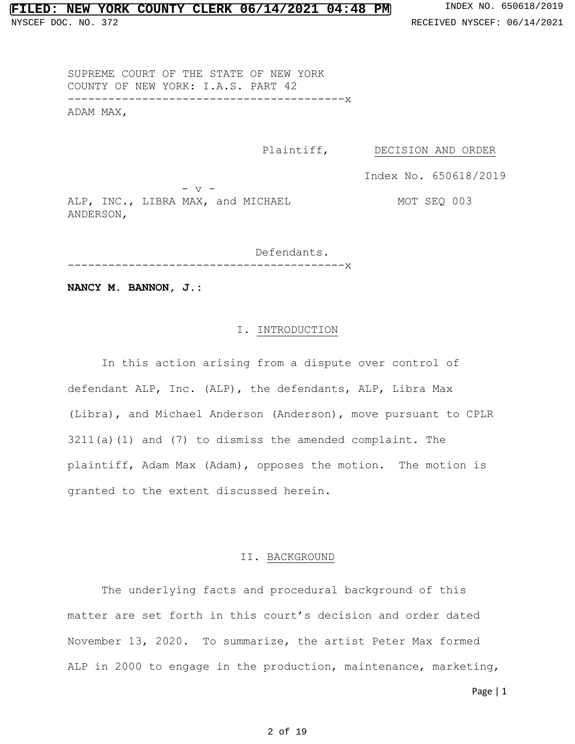SUPREME COURT OF THE STATE OF NEW YORK
COUNTY OF NEW YORK: I.A.S. PART 42

---

ADAM MAX,

Plaintiff,

- v -

ALP, INC., LIBRA MAX, and MICHAEL ANDERSON,

Defendants.

---

DECISION AND ORDER

Index No. 650618/2019

MOT SEQ 003

**NANCY M. BANNON, J.:**

## I. INTRODUCTION

In this action arising from a dispute over control of defendant ALP, Inc. (ALP), the defendants, ALP, Libra Max (Libra), and Michael Anderson (Anderson), move pursuant to CPLR 3211(a)(1) and (7) to dismiss the amended complaint. The plaintiff, Adam Max (Adam), opposes the motion. The motion is granted to the extent discussed herein.

## II. BACKGROUND

The underlying facts and procedural background of this matter are set forth in this court's decision and order dated November 13, 2020. To summarize, the artist Peter Max formed ALP in 2000 to engage in the production, maintenance, marketing,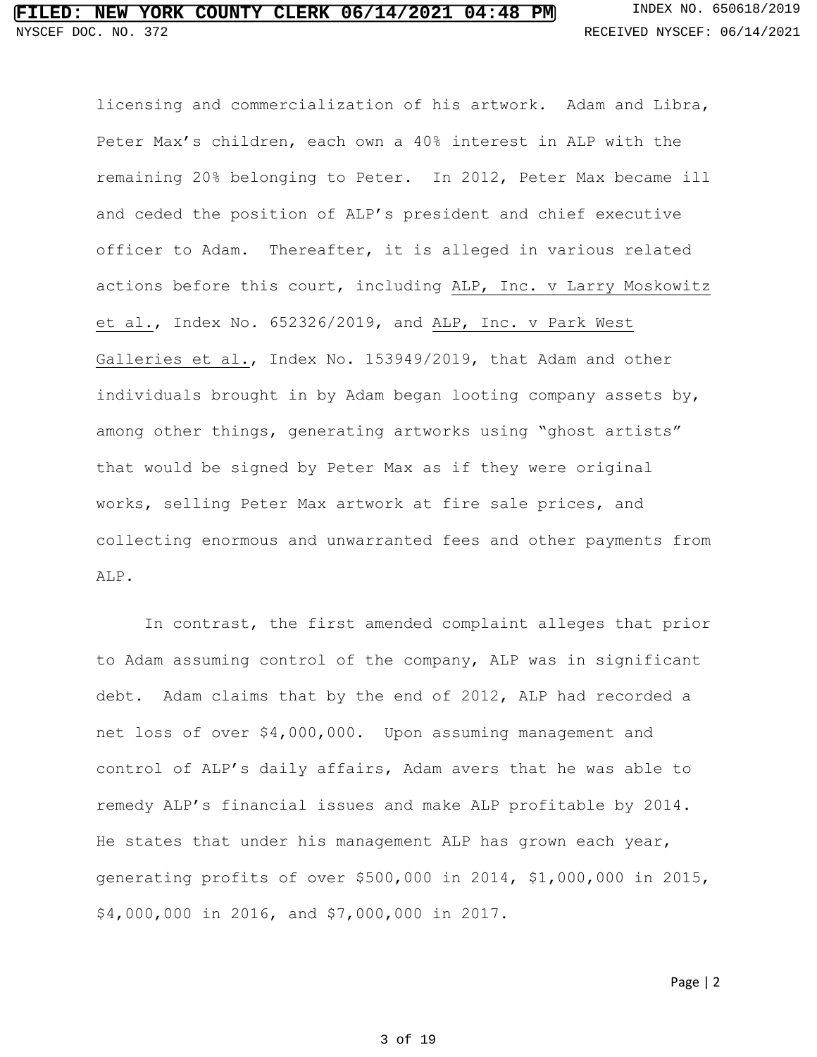licensing and commercialization of his artwork. Adam and Libra, Peter Max's children, each own a 40% interest in ALP with the remaining 20% belonging to Peter. In 2012, Peter Max became ill and ceded the position of ALP's president and chief executive officer to Adam. Thereafter, it is alleged in various related actions before this court, including ALP, Inc. v Larry Moskowitz et al., Index No. 652326/2019, and ALP, Inc. v Park West Galleries et al., Index No. 153949/2019, that Adam and other individuals brought in by Adam began looting company assets by, among other things, generating artworks using "ghost artists" that would be signed by Peter Max as if they were original works, selling Peter Max artwork at fire sale prices, and collecting enormous and unwarranted fees and other payments from ALP.

In contrast, the first amended complaint alleges that prior to Adam assuming control of the company, ALP was in significant debt. Adam claims that by the end of 2012, ALP had recorded a net loss of over $4,000,000. Upon assuming management and control of ALP's daily affairs, Adam avers that he was able to remedy ALP's financial issues and make ALP profitable by 2014. He states that under his management ALP has grown each year, generating profits of over $500,000 in 2014, $1,000,000 in 2015, $4,000,000 in 2016, and $7,000,000 in 2017.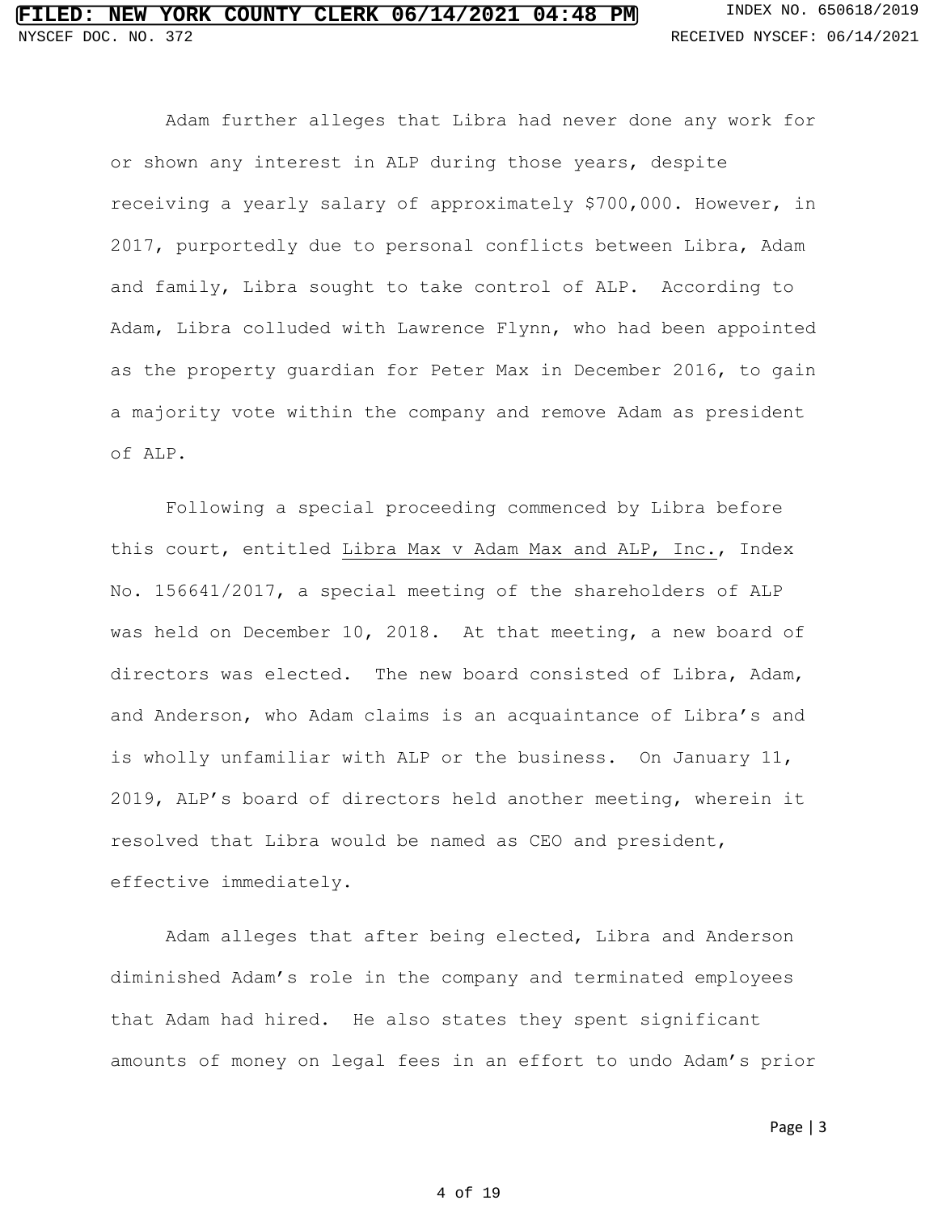Adam further alleges that Libra had never done any work for or shown any interest in ALP during those years, despite receiving a yearly salary of approximately $700,000. However, in 2017, purportedly due to personal conflicts between Libra, Adam and family, Libra sought to take control of ALP. According to Adam, Libra colluded with Lawrence Flynn, who had been appointed as the property guardian for Peter Max in December 2016, to gain a majority vote within the company and remove Adam as president of ALP.

Following a special proceeding commenced by Libra before this court, entitled Libra Max v Adam Max and ALP, Inc., Index No. 156641/2017, a special meeting of the shareholders of ALP was held on December 10, 2018. At that meeting, a new board of directors was elected. The new board consisted of Libra, Adam, and Anderson, who Adam claims is an acquaintance of Libra's and is wholly unfamiliar with ALP or the business. On January 11, 2019, ALP's board of directors held another meeting, wherein it resolved that Libra would be named as CEO and president, effective immediately.

Adam alleges that after being elected, Libra and Anderson diminished Adam's role in the company and terminated employees that Adam had hired. He also states they spent significant amounts of money on legal fees in an effort to undo Adam's prior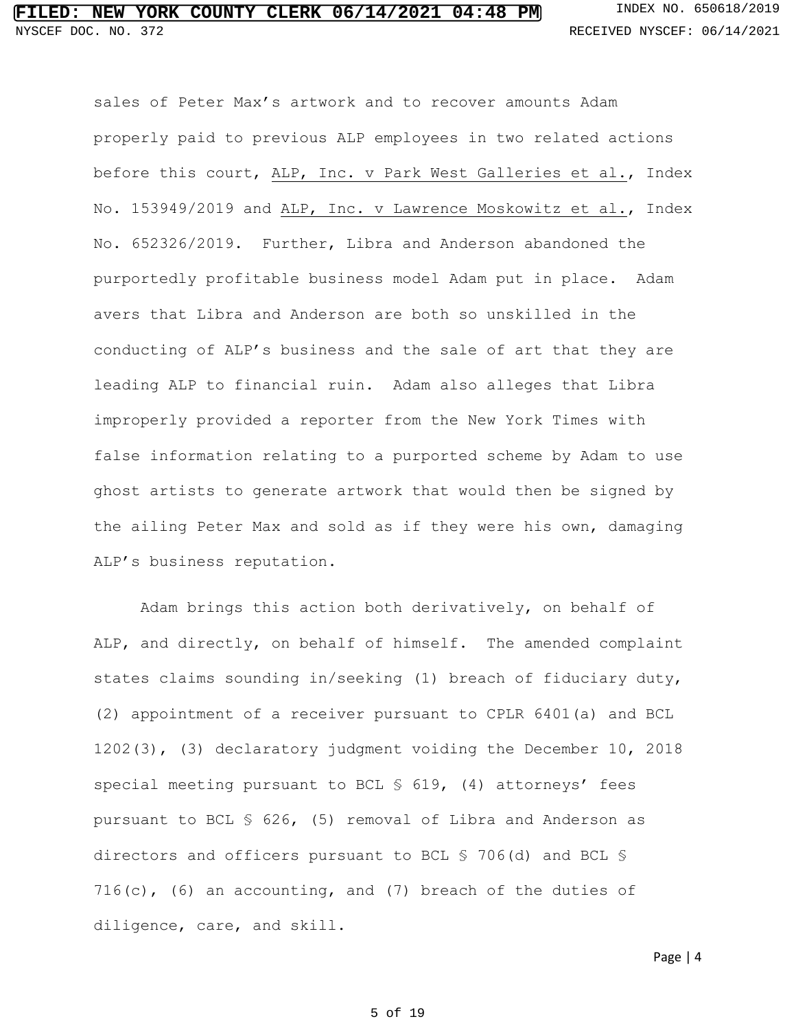sales of Peter Max's artwork and to recover amounts Adam properly paid to previous ALP employees in two related actions before this court, ALP, Inc. v Park West Galleries et al., Index No. 153949/2019 and ALP, Inc. v Lawrence Moskowitz et al., Index No. 652326/2019. Further, Libra and Anderson abandoned the purportedly profitable business model Adam put in place. Adam avers that Libra and Anderson are both so unskilled in the conducting of ALP's business and the sale of art that they are leading ALP to financial ruin. Adam also alleges that Libra improperly provided a reporter from the New York Times with false information relating to a purported scheme by Adam to use ghost artists to generate artwork that would then be signed by the ailing Peter Max and sold as if they were his own, damaging ALP's business reputation.

Adam brings this action both derivatively, on behalf of ALP, and directly, on behalf of himself. The amended complaint states claims sounding in/seeking (1) breach of fiduciary duty, (2) appointment of a receiver pursuant to CPLR 6401(a) and BCL 1202(3), (3) declaratory judgment voiding the December 10, 2018 special meeting pursuant to BCL § 619, (4) attorneys' fees pursuant to BCL § 626, (5) removal of Libra and Anderson as directors and officers pursuant to BCL § 706(d) and BCL § 716(c), (6) an accounting, and (7) breach of the duties of diligence, care, and skill.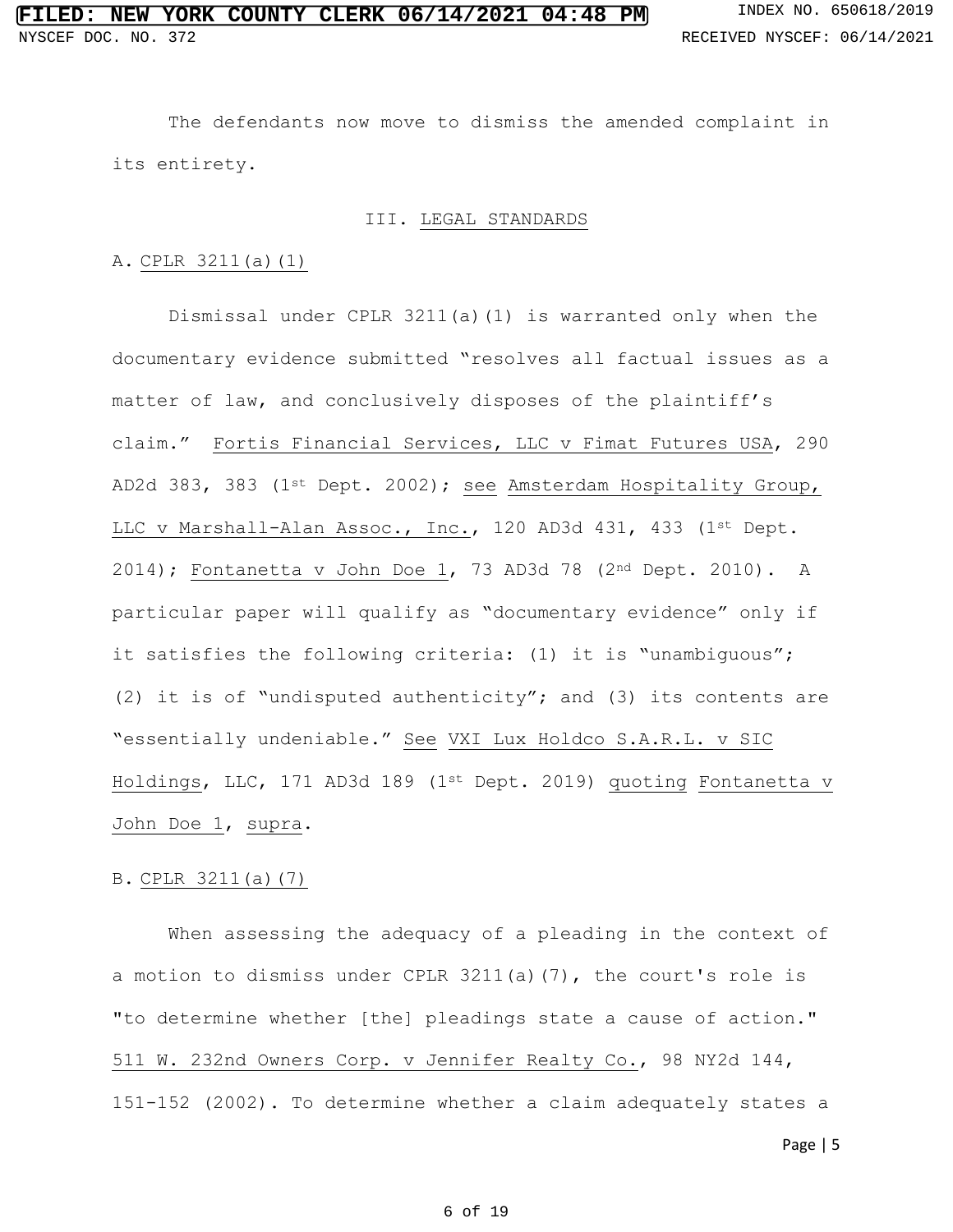The defendants now move to dismiss the amended complaint in its entirety.

## III. LEGAL STANDARDS

### A. CPLR 3211(a)(1)

Dismissal under CPLR 3211(a)(1) is warranted only when the documentary evidence submitted "resolves all factual issues as a matter of law, and conclusively disposes of the plaintiff's claim." Fortis Financial Services, LLC v Fimat Futures USA, 290 AD2d 383, 383 (1st Dept. 2002); see Amsterdam Hospitality Group, LLC v Marshall-Alan Assoc., Inc., 120 AD3d 431, 433 (1st Dept. 2014); Fontanetta v John Doe 1, 73 AD3d 78 (2nd Dept. 2010). A particular paper will qualify as "documentary evidence" only if it satisfies the following criteria: (1) it is "unambiguous"; (2) it is of "undisputed authenticity"; and (3) its contents are "essentially undeniable." See VXI Lux Holdco S.A.R.L. v SIC Holdings, LLC, 171 AD3d 189 (1st Dept. 2019) quoting Fontanetta v John Doe 1, supra.

### B. CPLR 3211(a)(7)

When assessing the adequacy of a pleading in the context of a motion to dismiss under CPLR 3211(a)(7), the court's role is "to determine whether [the] pleadings state a cause of action." 511 W. 232nd Owners Corp. v Jennifer Realty Co., 98 NY2d 144, 151-152 (2002). To determine whether a claim adequately states a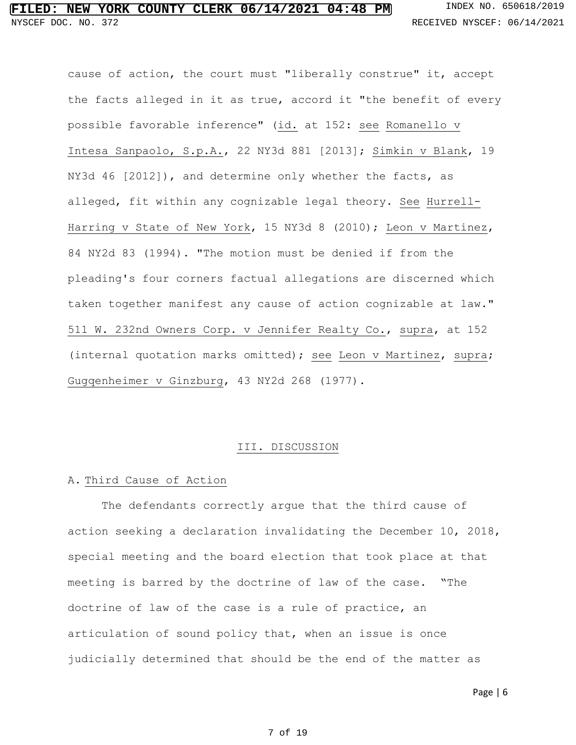cause of action, the court must "liberally construe" it, accept the facts alleged in it as true, accord it "the benefit of every possible favorable inference" (id. at 152: see Romanello v Intesa Sanpaolo, S.p.A., 22 NY3d 881 [2013]; Simkin v Blank, 19 NY3d 46 [2012]), and determine only whether the facts, as alleged, fit within any cognizable legal theory. See Hurrell-Harring v State of New York, 15 NY3d 8 (2010); Leon v Martinez, 84 NY2d 83 (1994). "The motion must be denied if from the pleading's four corners factual allegations are discerned which taken together manifest any cause of action cognizable at law." 511 W. 232nd Owners Corp. v Jennifer Realty Co., supra, at 152 (internal quotation marks omitted); see Leon v Martinez, supra; Gugqenheimer v Ginzburg, 43 NY2d 268 (1977).

## III. DISCUSSION

### A. Third Cause of Action

The defendants correctly argue that the third cause of action seeking a declaration invalidating the December 10, 2018, special meeting and the board election that took place at that meeting is barred by the doctrine of law of the case. "The doctrine of law of the case is a rule of practice, an articulation of sound policy that, when an issue is once judicially determined that should be the end of the matter as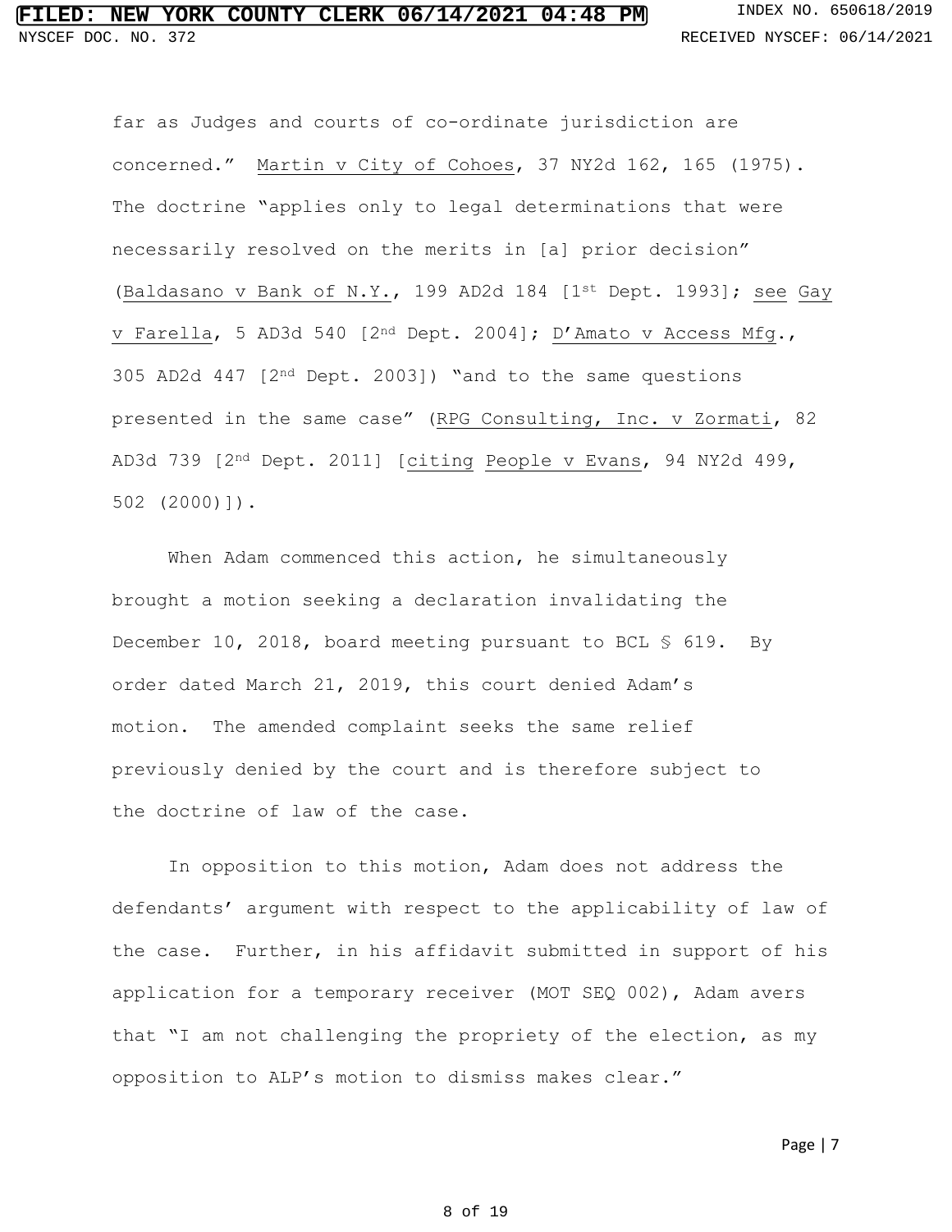far as Judges and courts of co-ordinate jurisdiction are concerned." Martin v City of Cohoes, 37 NY2d 162, 165 (1975). The doctrine "applies only to legal determinations that were necessarily resolved on the merits in [a] prior decision" (Baldasano v Bank of N.Y., 199 AD2d 184 [1st Dept. 1993]; see Gay v Farella, 5 AD3d 540 [2nd Dept. 2004]; D'Amato v Access Mfg., 305 AD2d 447 [2nd Dept. 2003]) "and to the same questions presented in the same case" (RPG Consulting, Inc. v Zormati, 82 AD3d 739 [2nd Dept. 2011] [citing People v Evans, 94 NY2d 499, 502 (2000)]).

When Adam commenced this action, he simultaneously brought a motion seeking a declaration invalidating the December 10, 2018, board meeting pursuant to BCL § 619. By order dated March 21, 2019, this court denied Adam's motion. The amended complaint seeks the same relief previously denied by the court and is therefore subject to the doctrine of law of the case.

In opposition to this motion, Adam does not address the defendants' argument with respect to the applicability of law of the case. Further, in his affidavit submitted in support of his application for a temporary receiver (MOT SEQ 002), Adam avers that "I am not challenging the propriety of the election, as my opposition to ALP's motion to dismiss makes clear."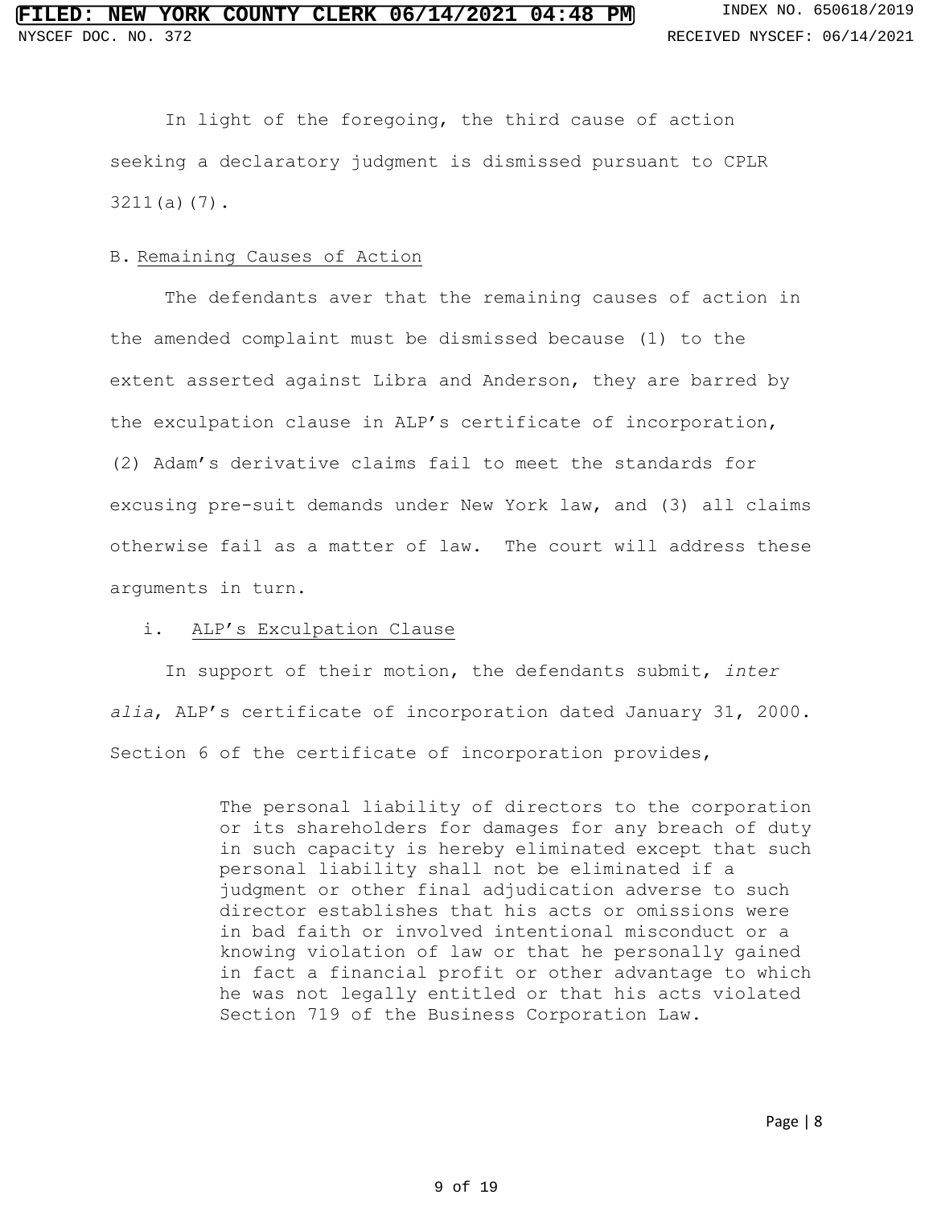In light of the foregoing, the third cause of action seeking a declaratory judgment is dismissed pursuant to CPLR 3211(a)(7).

B. Remaining Causes of Action

The defendants aver that the remaining causes of action in the amended complaint must be dismissed because (1) to the extent asserted against Libra and Anderson, they are barred by the exculpation clause in ALP's certificate of incorporation, (2) Adam's derivative claims fail to meet the standards for excusing pre-suit demands under New York law, and (3) all claims otherwise fail as a matter of law. The court will address these arguments in turn.

i. ALP's Exculpation Clause

In support of their motion, the defendants submit, *inter alia*, ALP's certificate of incorporation dated January 31, 2000. Section 6 of the certificate of incorporation provides,

> The personal liability of directors to the corporation or its shareholders for damages for any breach of duty in such capacity is hereby eliminated except that such personal liability shall not be eliminated if a judgment or other final adjudication adverse to such director establishes that his acts or omissions were in bad faith or involved intentional misconduct or a knowing violation of law or that he personally gained in fact a financial profit or other advantage to which he was not legally entitled or that his acts violated Section 719 of the Business Corporation Law.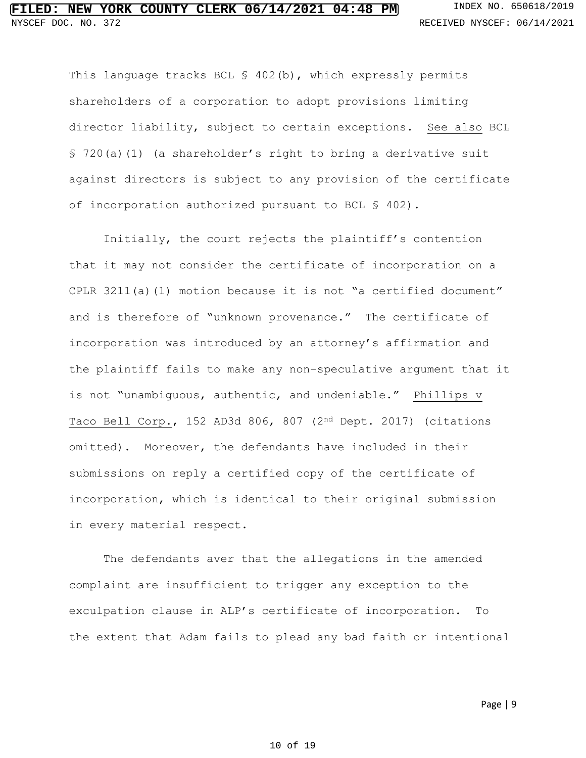This language tracks BCL § 402(b), which expressly permits shareholders of a corporation to adopt provisions limiting director liability, subject to certain exceptions. See also BCL § 720(a)(1) (a shareholder's right to bring a derivative suit against directors is subject to any provision of the certificate of incorporation authorized pursuant to BCL § 402).

Initially, the court rejects the plaintiff's contention that it may not consider the certificate of incorporation on a CPLR 3211(a)(1) motion because it is not "a certified document" and is therefore of "unknown provenance." The certificate of incorporation was introduced by an attorney's affirmation and the plaintiff fails to make any non-speculative argument that it is not "unambiguous, authentic, and undeniable." Phillips v Taco Bell Corp., 152 AD3d 806, 807 (2nd Dept. 2017) (citations omitted). Moreover, the defendants have included in their submissions on reply a certified copy of the certificate of incorporation, which is identical to their original submission in every material respect.

The defendants aver that the allegations in the amended complaint are insufficient to trigger any exception to the exculpation clause in ALP's certificate of incorporation. To the extent that Adam fails to plead any bad faith or intentional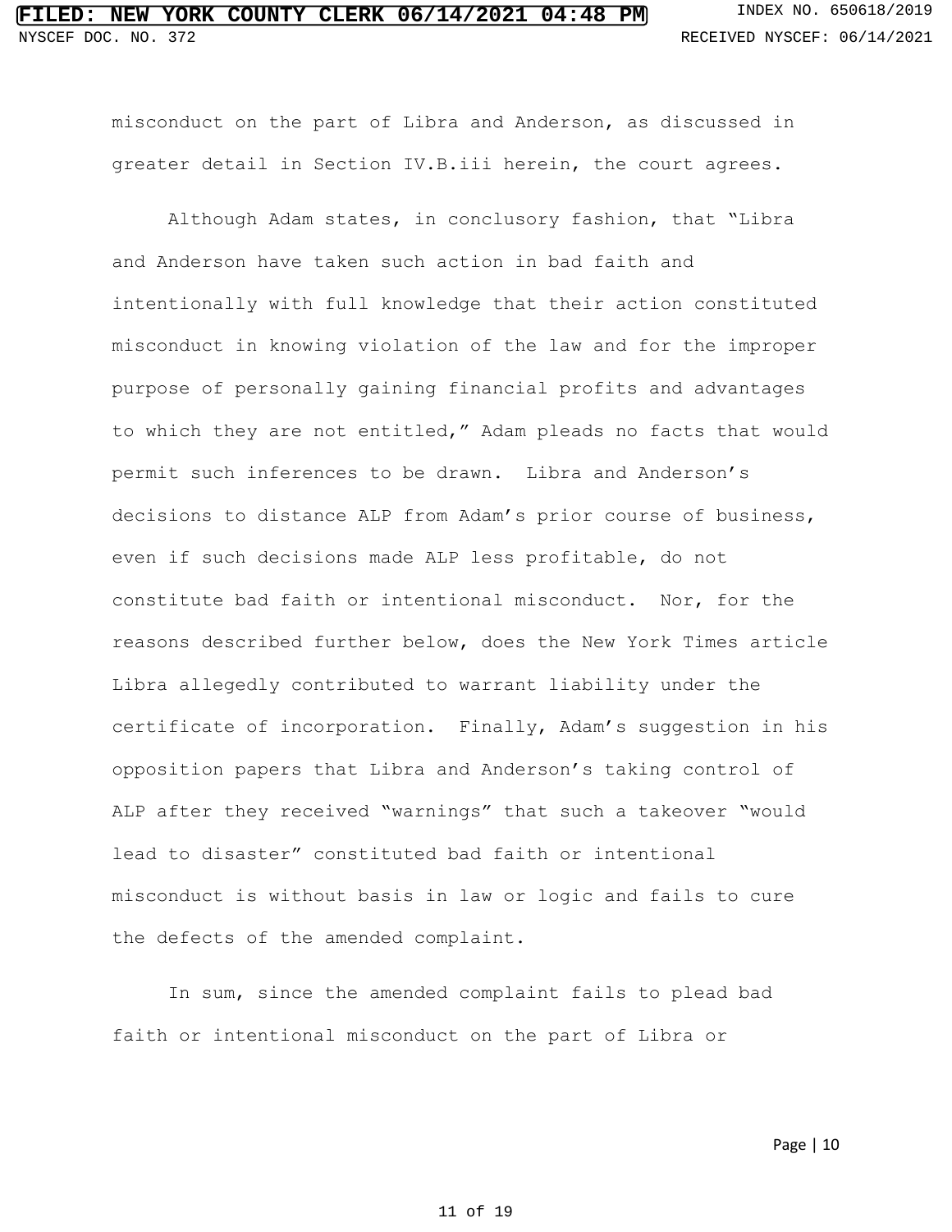misconduct on the part of Libra and Anderson, as discussed in greater detail in Section IV.B.iii herein, the court agrees.

Although Adam states, in conclusory fashion, that "Libra and Anderson have taken such action in bad faith and intentionally with full knowledge that their action constituted misconduct in knowing violation of the law and for the improper purpose of personally gaining financial profits and advantages to which they are not entitled," Adam pleads no facts that would permit such inferences to be drawn. Libra and Anderson's decisions to distance ALP from Adam's prior course of business, even if such decisions made ALP less profitable, do not constitute bad faith or intentional misconduct. Nor, for the reasons described further below, does the New York Times article Libra allegedly contributed to warrant liability under the certificate of incorporation. Finally, Adam's suggestion in his opposition papers that Libra and Anderson's taking control of ALP after they received "warnings" that such a takeover "would lead to disaster" constituted bad faith or intentional misconduct is without basis in law or logic and fails to cure the defects of the amended complaint.

In sum, since the amended complaint fails to plead bad faith or intentional misconduct on the part of Libra or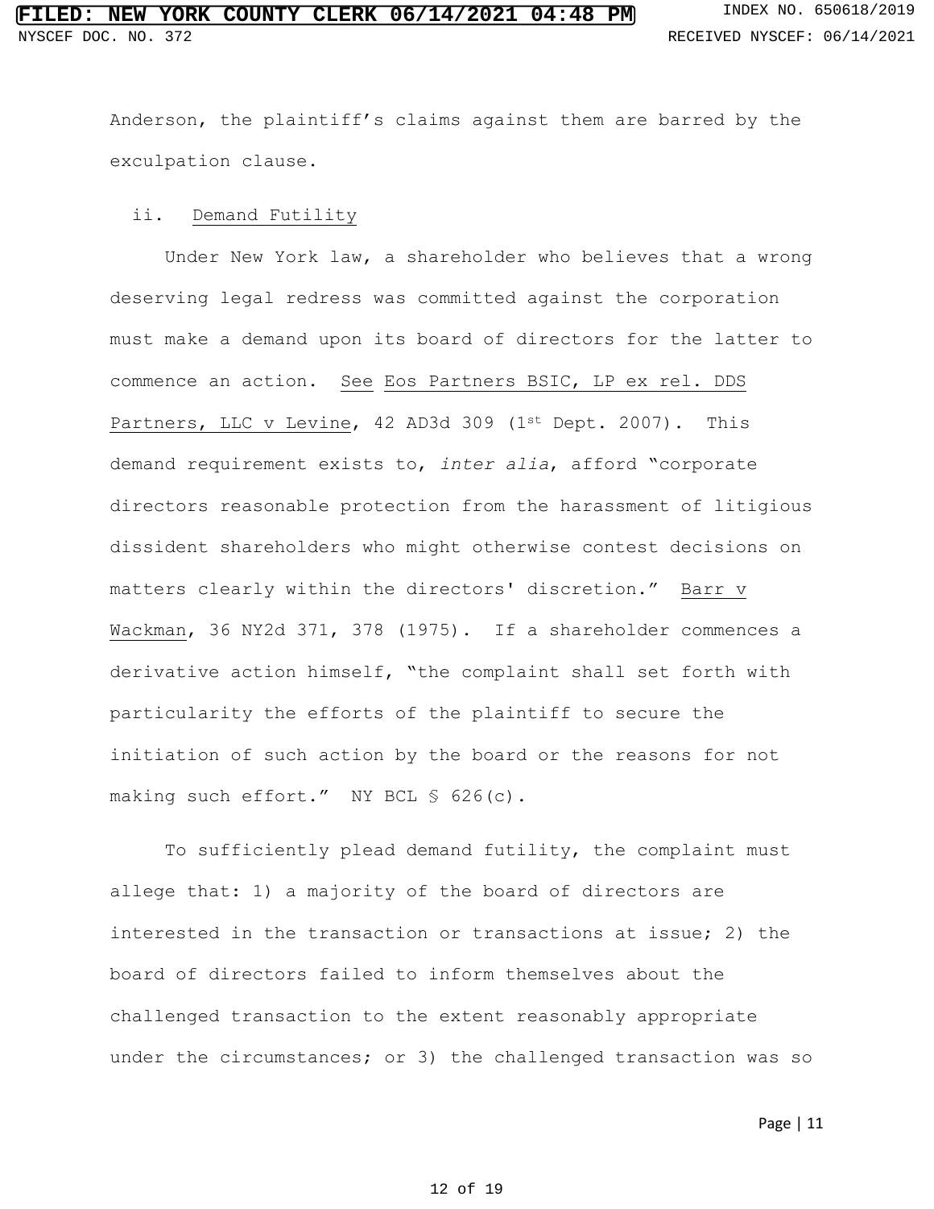Anderson, the plaintiff's claims against them are barred by the exculpation clause.

ii. <u>Demand Futility</u>

Under New York law, a shareholder who believes that a wrong deserving legal redress was committed against the corporation must make a demand upon its board of directors for the latter to commence an action. <u>See</u> <u>Eos Partners BSIC, LP ex rel. DDS Partners, LLC v Levine</u>, 42 AD3d 309 (1st Dept. 2007). This demand requirement exists to, *inter alia*, afford "corporate directors reasonable protection from the harassment of litigious dissident shareholders who might otherwise contest decisions on matters clearly within the directors' discretion." <u>Barr v Wackman</u>, 36 NY2d 371, 378 (1975). If a shareholder commences a derivative action himself, "the complaint shall set forth with particularity the efforts of the plaintiff to secure the initiation of such action by the board or the reasons for not making such effort." NY BCL § 626(c).

To sufficiently plead demand futility, the complaint must allege that: 1) a majority of the board of directors are interested in the transaction or transactions at issue; 2) the board of directors failed to inform themselves about the challenged transaction to the extent reasonably appropriate under the circumstances; or 3) the challenged transaction was so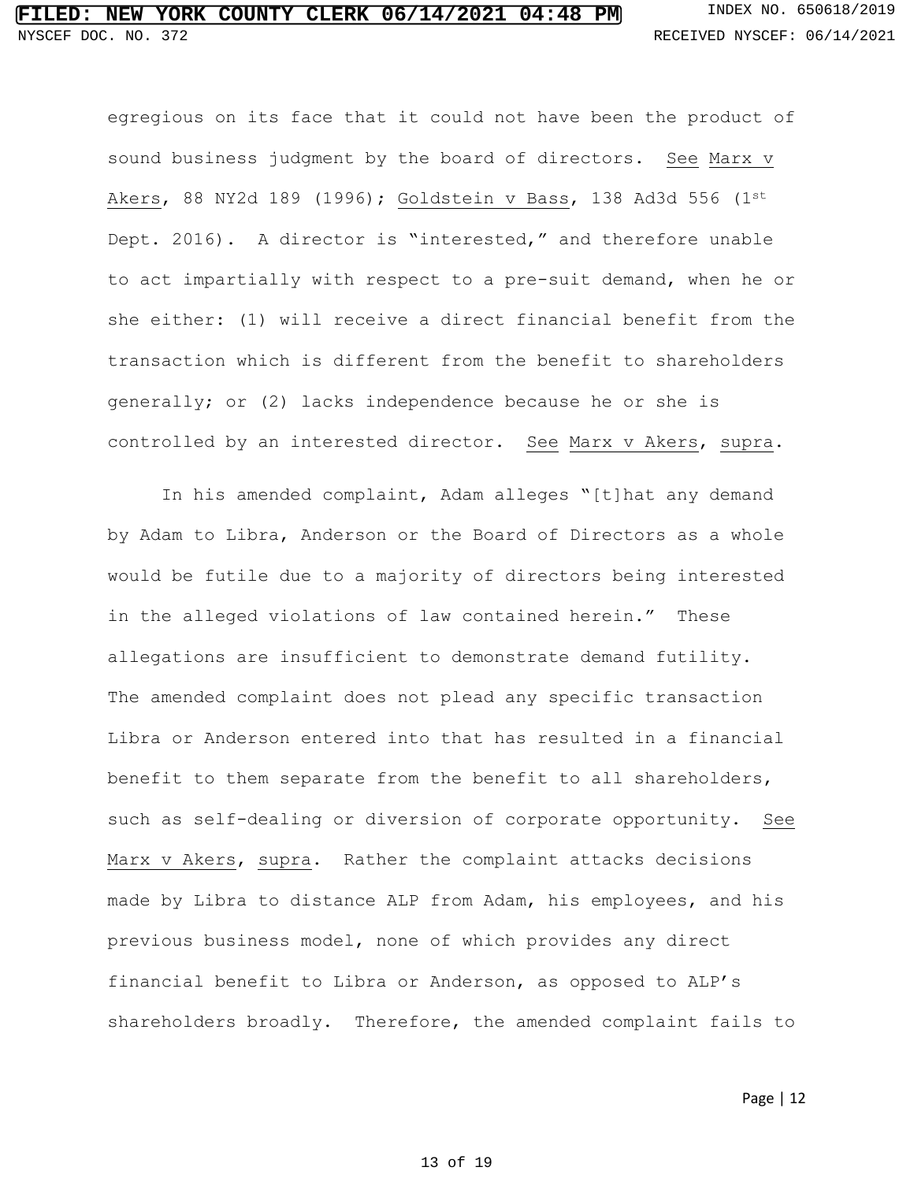egregious on its face that it could not have been the product of sound business judgment by the board of directors. See Marx v Akers, 88 NY2d 189 (1996); Goldstein v Bass, 138 Ad3d 556 (1st Dept. 2016). A director is "interested," and therefore unable to act impartially with respect to a pre-suit demand, when he or she either: (1) will receive a direct financial benefit from the transaction which is different from the benefit to shareholders generally; or (2) lacks independence because he or she is controlled by an interested director. See Marx v Akers, supra.

In his amended complaint, Adam alleges "[t]hat any demand by Adam to Libra, Anderson or the Board of Directors as a whole would be futile due to a majority of directors being interested in the alleged violations of law contained herein." These allegations are insufficient to demonstrate demand futility. The amended complaint does not plead any specific transaction Libra or Anderson entered into that has resulted in a financial benefit to them separate from the benefit to all shareholders, such as self-dealing or diversion of corporate opportunity. See Marx v Akers, supra. Rather the complaint attacks decisions made by Libra to distance ALP from Adam, his employees, and his previous business model, none of which provides any direct financial benefit to Libra or Anderson, as opposed to ALP's shareholders broadly. Therefore, the amended complaint fails to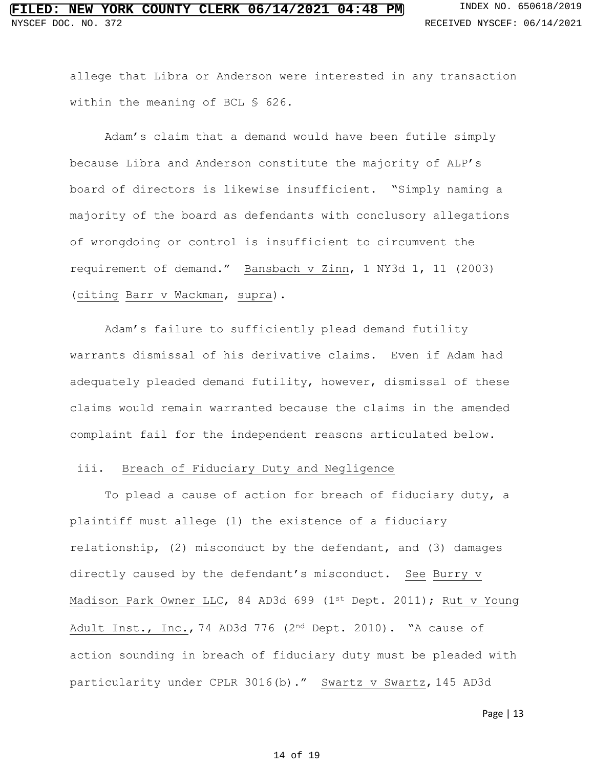allege that Libra or Anderson were interested in any transaction within the meaning of BCL § 626.

Adam's claim that a demand would have been futile simply because Libra and Anderson constitute the majority of ALP's board of directors is likewise insufficient. "Simply naming a majority of the board as defendants with conclusory allegations of wrongdoing or control is insufficient to circumvent the requirement of demand." Bansbach v Zinn, 1 NY3d 1, 11 (2003) (citing Barr v Wackman, supra).

Adam's failure to sufficiently plead demand futility warrants dismissal of his derivative claims. Even if Adam had adequately pleaded demand futility, however, dismissal of these claims would remain warranted because the claims in the amended complaint fail for the independent reasons articulated below.

### iii. Breach of Fiduciary Duty and Negligence

To plead a cause of action for breach of fiduciary duty, a plaintiff must allege (1) the existence of a fiduciary relationship, (2) misconduct by the defendant, and (3) damages directly caused by the defendant's misconduct. See Burry v Madison Park Owner LLC, 84 AD3d 699 (1st Dept. 2011); Rut v Young Adult Inst., Inc., 74 AD3d 776 (2nd Dept. 2010). "A cause of action sounding in breach of fiduciary duty must be pleaded with particularity under CPLR 3016(b)." Swartz v Swartz, 145 AD3d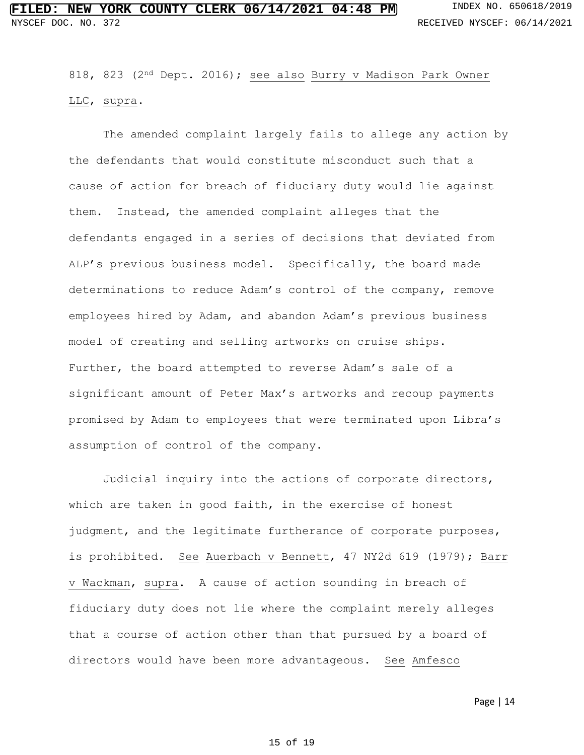818, 823 (2nd Dept. 2016); see also Burry v Madison Park Owner LLC, supra.

The amended complaint largely fails to allege any action by the defendants that would constitute misconduct such that a cause of action for breach of fiduciary duty would lie against them. Instead, the amended complaint alleges that the defendants engaged in a series of decisions that deviated from ALP's previous business model. Specifically, the board made determinations to reduce Adam's control of the company, remove employees hired by Adam, and abandon Adam's previous business model of creating and selling artworks on cruise ships. Further, the board attempted to reverse Adam's sale of a significant amount of Peter Max's artworks and recoup payments promised by Adam to employees that were terminated upon Libra's assumption of control of the company.

Judicial inquiry into the actions of corporate directors, which are taken in good faith, in the exercise of honest judgment, and the legitimate furtherance of corporate purposes, is prohibited. See Auerbach v Bennett, 47 NY2d 619 (1979); Barr v Wackman, supra. A cause of action sounding in breach of fiduciary duty does not lie where the complaint merely alleges that a course of action other than that pursued by a board of directors would have been more advantageous. See Amfesco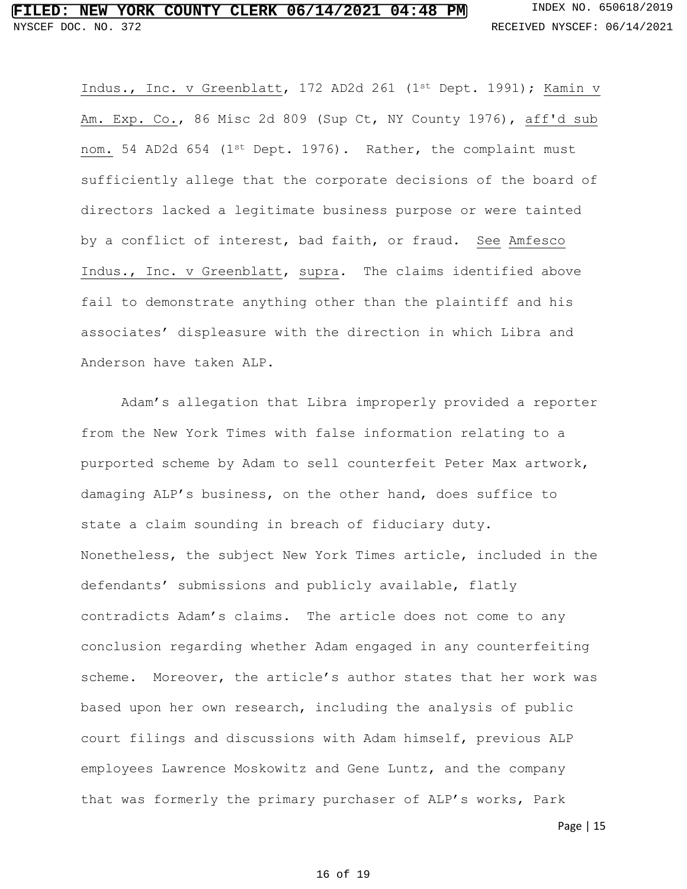Indus., Inc. v Greenblatt, 172 AD2d 261 (1st Dept. 1991); Kamin v Am. Exp. Co., 86 Misc 2d 809 (Sup Ct, NY County 1976), aff'd sub nom. 54 AD2d 654 (1st Dept. 1976). Rather, the complaint must sufficiently allege that the corporate decisions of the board of directors lacked a legitimate business purpose or were tainted by a conflict of interest, bad faith, or fraud. See Amfesco Indus., Inc. v Greenblatt, supra. The claims identified above fail to demonstrate anything other than the plaintiff and his associates' displeasure with the direction in which Libra and Anderson have taken ALP.

Adam's allegation that Libra improperly provided a reporter from the New York Times with false information relating to a purported scheme by Adam to sell counterfeit Peter Max artwork, damaging ALP's business, on the other hand, does suffice to state a claim sounding in breach of fiduciary duty. Nonetheless, the subject New York Times article, included in the defendants' submissions and publicly available, flatly contradicts Adam's claims. The article does not come to any conclusion regarding whether Adam engaged in any counterfeiting scheme. Moreover, the article's author states that her work was based upon her own research, including the analysis of public court filings and discussions with Adam himself, previous ALP employees Lawrence Moskowitz and Gene Luntz, and the company that was formerly the primary purchaser of ALP's works, Park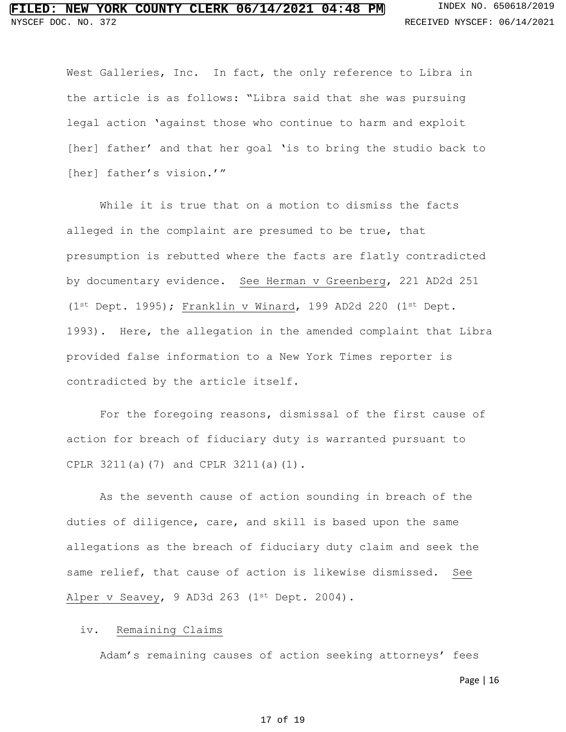West Galleries, Inc. In fact, the only reference to Libra in the article is as follows: "Libra said that she was pursuing legal action 'against those who continue to harm and exploit [her] father' and that her goal 'is to bring the studio back to [her] father's vision.'"

While it is true that on a motion to dismiss the facts alleged in the complaint are presumed to be true, that presumption is rebutted where the facts are flatly contradicted by documentary evidence. See Herman v Greenberg, 221 AD2d 251 (1st Dept. 1995); Franklin v Winard, 199 AD2d 220 (1st Dept. 1993). Here, the allegation in the amended complaint that Libra provided false information to a New York Times reporter is contradicted by the article itself.

For the foregoing reasons, dismissal of the first cause of action for breach of fiduciary duty is warranted pursuant to CPLR 3211(a)(7) and CPLR 3211(a)(1).

As the seventh cause of action sounding in breach of the duties of diligence, care, and skill is based upon the same allegations as the breach of fiduciary duty claim and seek the same relief, that cause of action is likewise dismissed. See Alper v Seavey, 9 AD3d 263 (1st Dept. 2004).

iv. Remaining Claims

Adam's remaining causes of action seeking attorneys' fees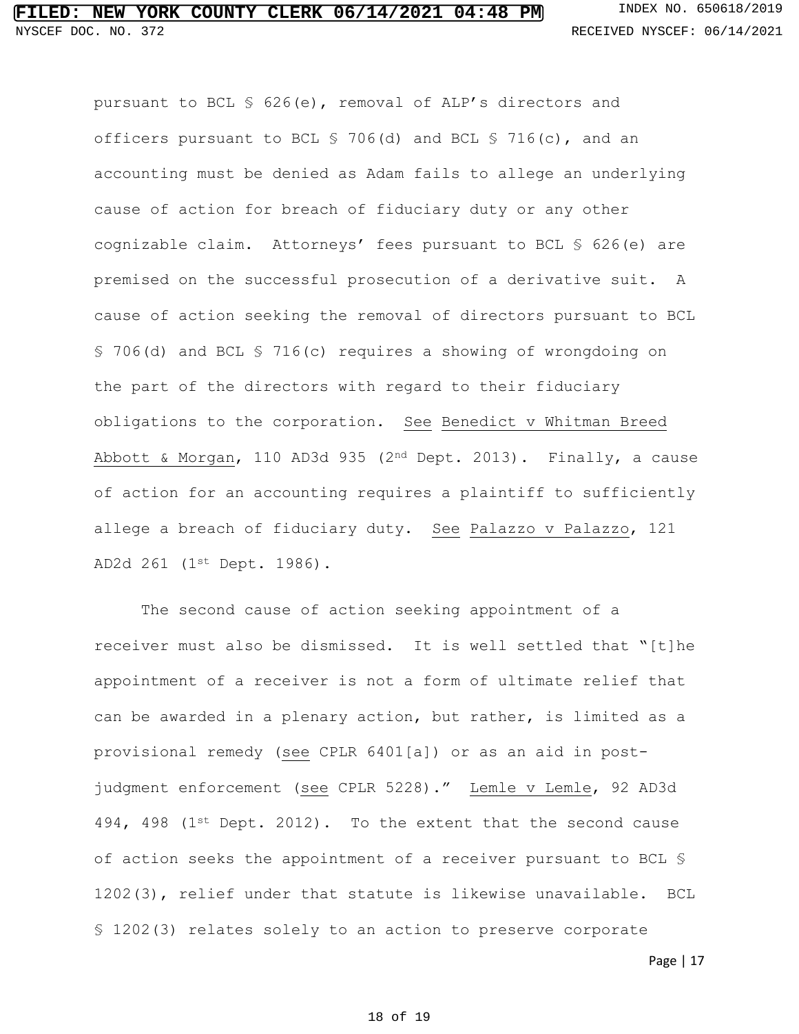pursuant to BCL § 626(e), removal of ALP's directors and officers pursuant to BCL § 706(d) and BCL § 716(c), and an accounting must be denied as Adam fails to allege an underlying cause of action for breach of fiduciary duty or any other cognizable claim. Attorneys' fees pursuant to BCL § 626(e) are premised on the successful prosecution of a derivative suit. A cause of action seeking the removal of directors pursuant to BCL § 706(d) and BCL § 716(c) requires a showing of wrongdoing on the part of the directors with regard to their fiduciary obligations to the corporation. See Benedict v Whitman Breed Abbott & Morgan, 110 AD3d 935 (2nd Dept. 2013). Finally, a cause of action for an accounting requires a plaintiff to sufficiently allege a breach of fiduciary duty. See Palazzo v Palazzo, 121 AD2d 261 (1st Dept. 1986).

The second cause of action seeking appointment of a receiver must also be dismissed. It is well settled that "[t]he appointment of a receiver is not a form of ultimate relief that can be awarded in a plenary action, but rather, is limited as a provisional remedy (see CPLR 6401[a]) or as an aid in post-judgment enforcement (see CPLR 5228)." Lemle v Lemle, 92 AD3d 494, 498 (1st Dept. 2012). To the extent that the second cause of action seeks the appointment of a receiver pursuant to BCL § 1202(3), relief under that statute is likewise unavailable. BCL § 1202(3) relates solely to an action to preserve corporate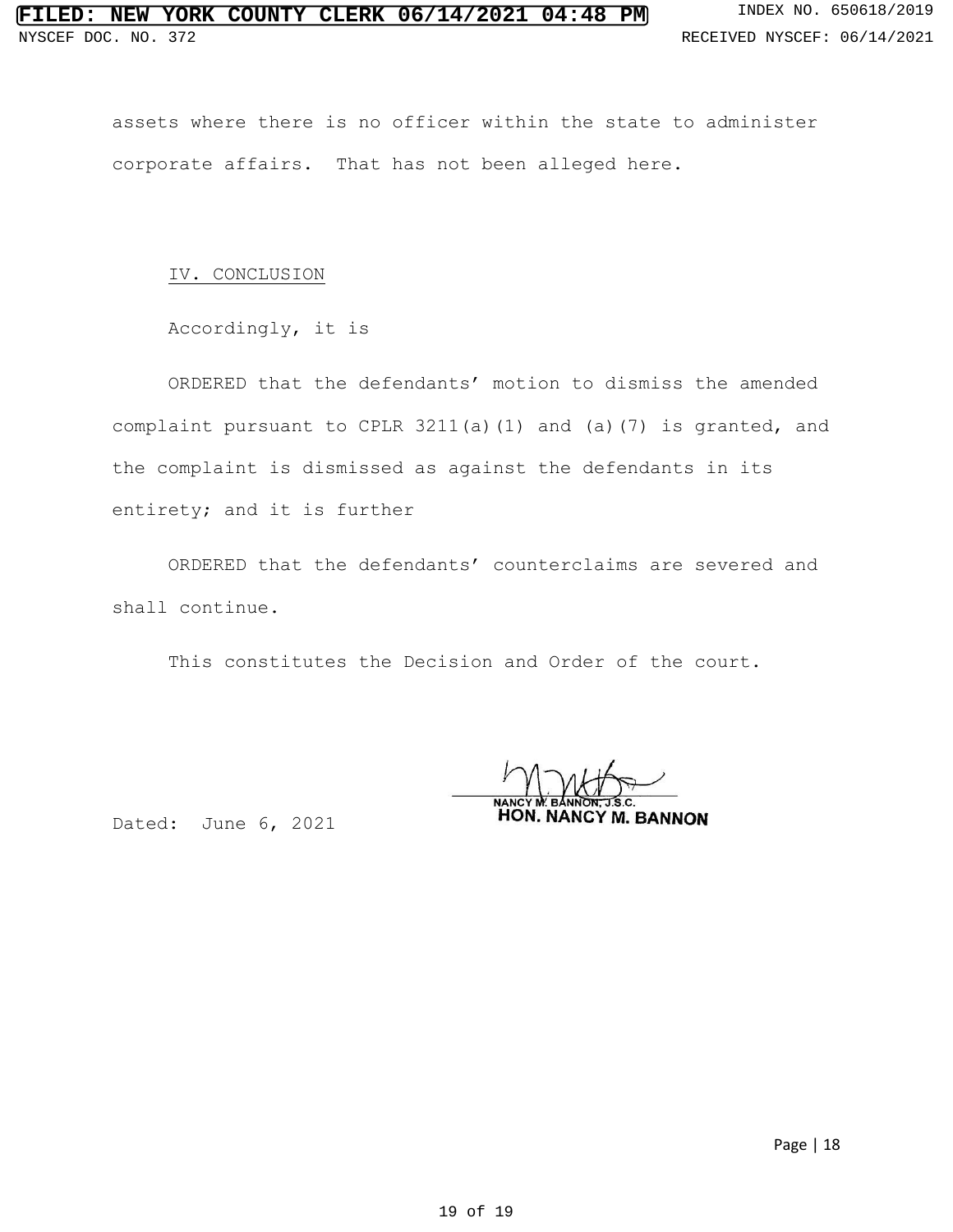assets where there is no officer within the state to administer corporate affairs. That has not been alleged here.

## IV. CONCLUSION

Accordingly, it is

ORDERED that the defendants' motion to dismiss the amended complaint pursuant to CPLR 3211(a)(1) and (a)(7) is granted, and the complaint is dismissed as against the defendants in its entirety; and it is further

ORDERED that the defendants' counterclaims are severed and shall continue.

This constitutes the Decision and Order of the court.

NANCY M. BANNON, J.S.C.
HON. NANCY M. BANNON

Dated: June 6, 2021